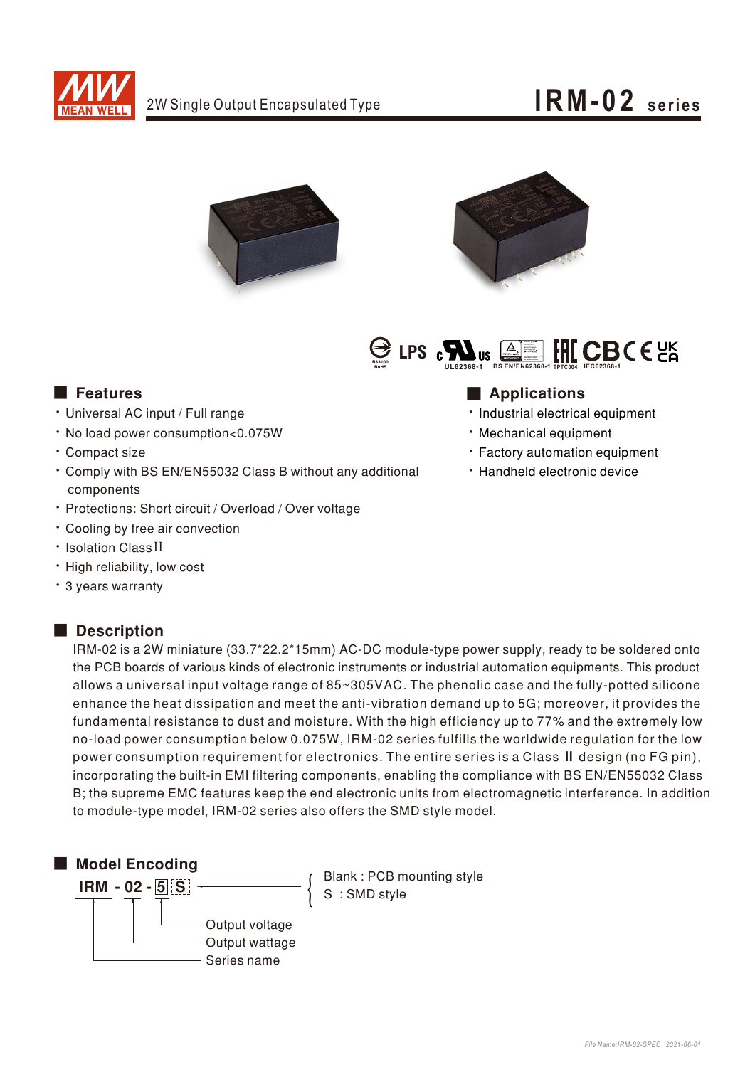2W Single Output Encapsulated Type

# IRM-02 series

LPS UL62368-1 BS EN/EN62368-1 TPTC004 IEC62368-1

## Features

- Universal AC input / Full range
- No load power consumption<0.075W
- Compact size
- Comply with BS EN/EN55032 Class B without any additional components
- Protections: Short circuit / Overload / Over voltage
- Cooling by free air convection
- Isolation Class II
- High reliability, low cost
- 3 years warranty

## Applications

- Industrial electrical equipment
- Mechanical equipment
- Factory automation equipment
- Handheld electronic device

## Description

IRM-02 is a 2W miniature (33.7*22.2*15mm) AC-DC module-type power supply, ready to be soldered onto the PCB boards of various kinds of electronic instruments or industrial automation equipments. This product allows a universal input voltage range of 85~305VAC. The phenolic case and the fully-potted silicone enhance the heat dissipation and meet the anti-vibration demand up to 5G; moreover, it provides the fundamental resistance to dust and moisture. With the high efficiency up to 77% and the extremely low no-load power consumption below 0.075W, IRM-02 series fulfills the worldwide regulation for the low power consumption requirement for electronics. The entire series is a Class II design (no FG pin), incorporating the built-in EMI filtering components, enabling the compliance with BS EN/EN55032 Class B; the supreme EMC features keep the end electronic units from electromagnetic interference. In addition to module-type model, IRM-02 series also offers the SMD style model.

## Model Encoding

**IRM - 02 - 5 S**

- S: Blank : PCB mounting style / S : SMD style
- 5: Output voltage
- 02: Output wattage
- IRM: Series name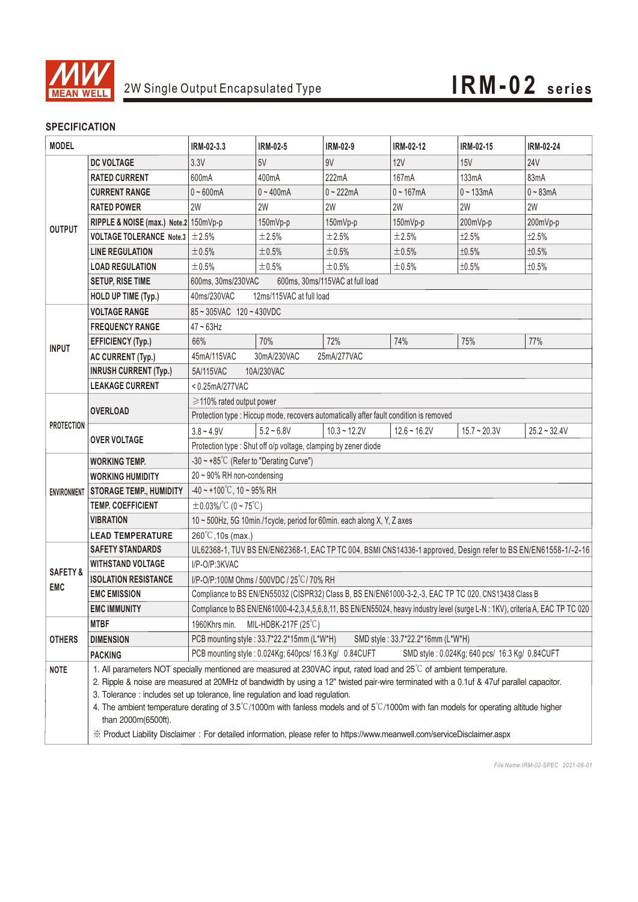# 2W Single Output Encapsulated Type — IRM-02 series

## SPECIFICATION

| MODEL | | IRM-02-3.3 | IRM-02-5 | IRM-02-9 | IRM-02-12 | IRM-02-15 | IRM-02-24 |
|---|---|---|---|---|---|---|---|
| OUTPUT | DC VOLTAGE | 3.3V | 5V | 9V | 12V | 15V | 24V |
| | RATED CURRENT | 600mA | 400mA | 222mA | 167mA | 133mA | 83mA |
| | CURRENT RANGE | 0 ~ 600mA | 0 ~ 400mA | 0 ~ 222mA | 0 ~ 167mA | 0 ~ 133mA | 0 ~ 83mA |
| | RATED POWER | 2W | 2W | 2W | 2W | 2W | 2W |
| | RIPPLE & NOISE (max.) Note.2 | 150mVp-p | 150mVp-p | 150mVp-p | 150mVp-p | 200mVp-p | 200mVp-p |
| | VOLTAGE TOLERANCE Note.3 | ±2.5% | ±2.5% | ±2.5% | ±2.5% | ±2.5% | ±2.5% |
| | LINE REGULATION | ±0.5% | ±0.5% | ±0.5% | ±0.5% | ±0.5% | ±0.5% |
| | LOAD REGULATION | ±0.5% | ±0.5% | ±0.5% | ±0.5% | ±0.5% | ±0.5% |
| | SETUP, RISE TIME | 600ms, 30ms/230VAC 600ms, 30ms/115VAC at full load | | | | | |
| | HOLD UP TIME (Typ.) | 40ms/230VAC 12ms/115VAC at full load | | | | | |
| INPUT | VOLTAGE RANGE | 85 ~ 305VAC 120 ~ 430VDC | | | | | |
| | FREQUENCY RANGE | 47 ~ 63Hz | | | | | |
| | EFFICIENCY (Typ.) | 66% | 70% | 72% | 74% | 75% | 77% |
| | AC CURRENT (Typ.) | 45mA/115VAC 30mA/230VAC 25mA/277VAC | | | | | |
| | INRUSH CURRENT (Typ.) | 5A/115VAC 10A/230VAC | | | | | |
| | LEAKAGE CURRENT | < 0.25mA/277VAC | | | | | |
| PROTECTION | OVERLOAD | ≥110% rated output power | | | | | |
| | | Protection type : Hiccup mode, recovers automatically after fault condition is removed | | | | | |
| | OVER VOLTAGE | 3.8 ~ 4.9V | 5.2 ~ 6.8V | 10.3 ~ 12.2V | 12.6 ~ 16.2V | 15.7 ~ 20.3V | 25.2 ~ 32.4V |
| | | Protection type : Shut off o/p voltage, clamping by zener diode | | | | | |
| ENVIRONMENT | WORKING TEMP. | -30 ~ +85℃ (Refer to "Derating Curve") | | | | | |
| | WORKING HUMIDITY | 20 ~ 90% RH non-condensing | | | | | |
| | STORAGE TEMP., HUMIDITY | -40 ~ +100℃, 10 ~ 95% RH | | | | | |
| | TEMP. COEFFICIENT | ±0.03%/℃ (0 ~ 75℃) | | | | | |
| | VIBRATION | 10 ~ 500Hz, 5G 10min./1cycle, period for 60min. each along X, Y, Z axes | | | | | |
| | LEAD TEMPERATURE | 260℃,10s (max.) | | | | | |
| SAFETY & EMC | SAFETY STANDARDS | UL62368-1, TUV BS EN/EN62368-1, EAC TP TC 004, BSMI CNS14336-1 approved, Design refer to BS EN/EN61558-1/-2-16 | | | | | |
| | WITHSTAND VOLTAGE | I/P-O/P:3KVAC | | | | | |
| | ISOLATION RESISTANCE | I/P-O/P:100M Ohms / 500VDC / 25℃/ 70% RH | | | | | |
| | EMC EMISSION | Compliance to BS EN/EN55032 (CISPR32) Class B, BS EN/EN61000-3-2,-3, EAC TP TC 020, CNS13438 Class B | | | | | |
| | EMC IMMUNITY | Compliance to BS EN/EN61000-4-2,3,4,5,6,8,11, BS EN/EN55024, heavy industry level (surge L-N : 1KV), criteria A, EAC TP TC 020 | | | | | |
| OTHERS | MTBF | 1960Khrs min. MIL-HDBK-217F (25℃) | | | | | |
| | DIMENSION | PCB mounting style : 33.7*22.2*15mm (L*W*H) SMD style : 33.7*22.2*16mm (L*W*H) | | | | | |
| | PACKING | PCB mounting style : 0.024Kg; 640pcs/ 16.3 Kg/ 0.84CUFT SMD style : 0.024Kg; 640 pcs/ 16.3 Kg/ 0.84CUFT | | | | | |

**NOTE**

1. All parameters NOT specially mentioned are measured at 230VAC input, rated load and 25℃ of ambient temperature.
2. Ripple & noise are measured at 20MHz of bandwidth by using a 12" twisted pair-wire terminated with a 0.1uf & 47uf parallel capacitor.
3. Tolerance : includes set up tolerance, line regulation and load regulation.
4. The ambient temperature derating of 3.5℃/1000m with fanless models and of 5℃/1000m with fan models for operating altitude higher than 2000m(6500ft).

※ Product Liability Disclaimer : For detailed information, please refer to https://www.meanwell.com/serviceDisclaimer.aspx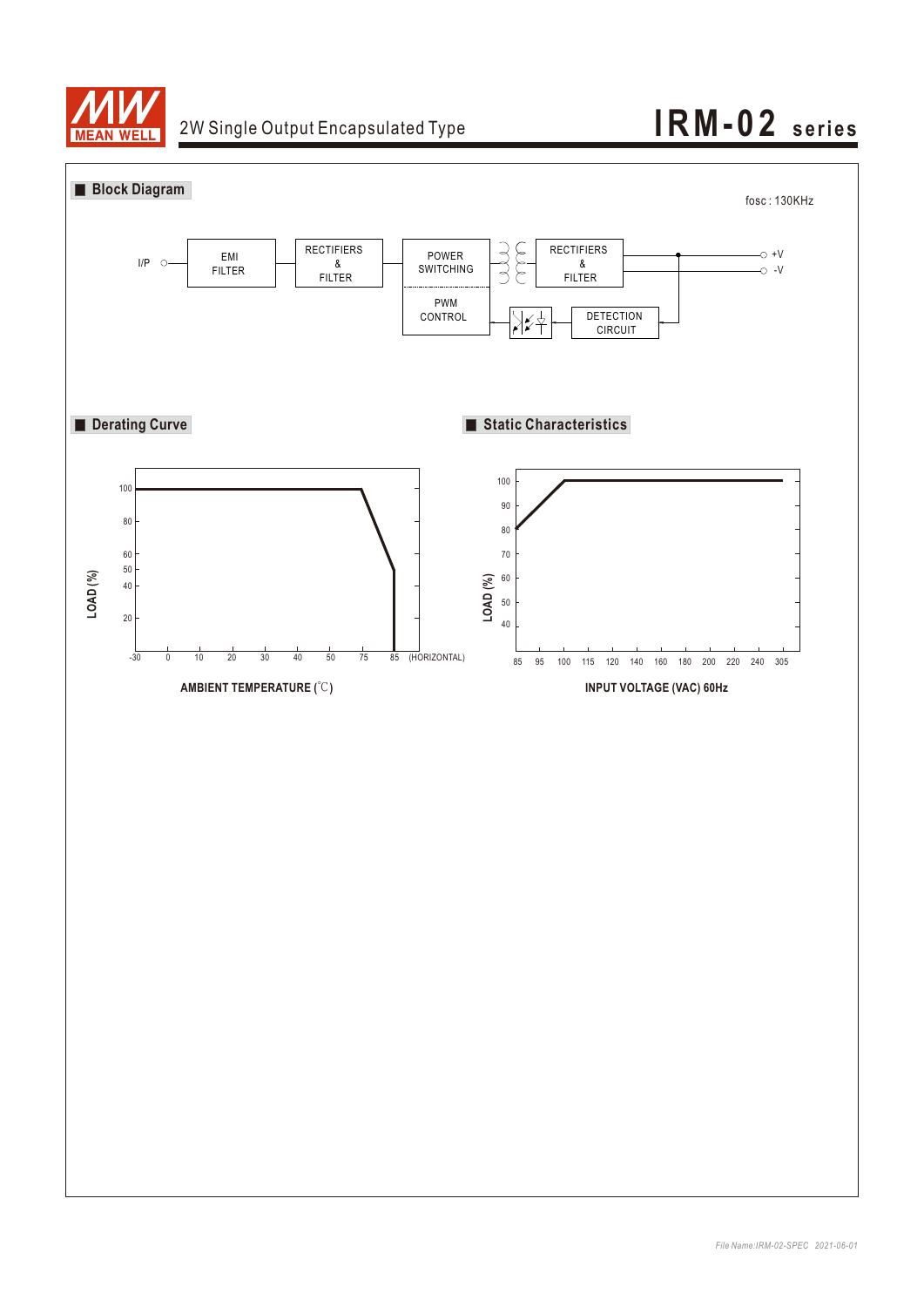2W Single Output Encapsulated Type

# IRM-02 series

## Block Diagram

fosc : 130KHz

I/P — EMI FILTER — RECTIFIERS & FILTER — POWER SWITCHING / PWM CONTROL — RECTIFIERS & FILTER — +V / -V

DETECTION CIRCUIT

## Derating Curve

LOAD (%)

100, 80, 60, 50, 40, 20

-30, 0, 10, 20, 30, 40, 50, 75, 85 (HORIZONTAL)

AMBIENT TEMPERATURE (℃)

## Static Characteristics

LOAD (%)

100, 90, 80, 70, 60, 50, 40

85, 95, 100, 115, 120, 140, 160, 180, 200, 220, 240, 305

INPUT VOLTAGE (VAC) 60Hz

*File Name:IRM-02-SPEC 2021-06-01*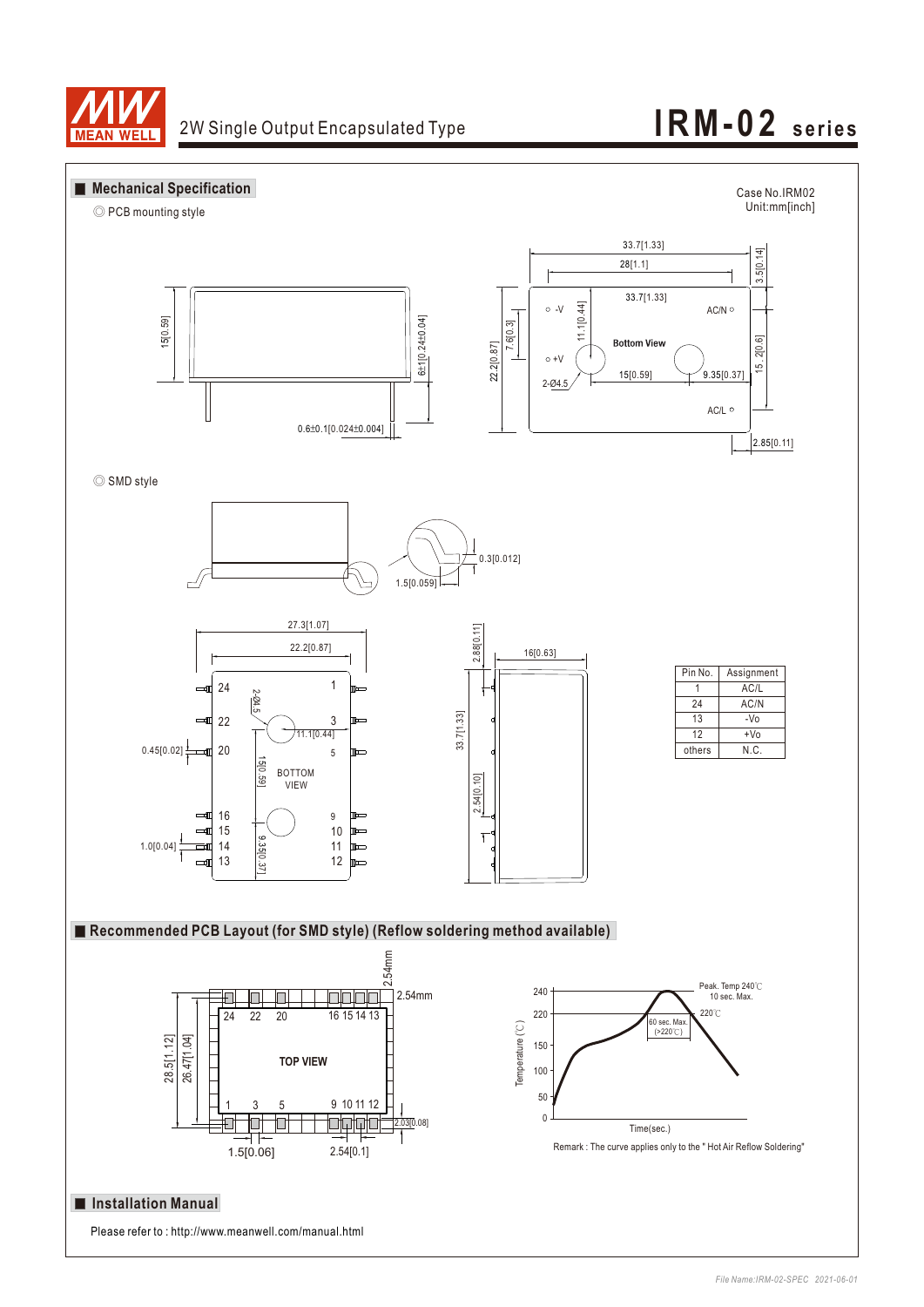# Mechanical Specification

Case No.IRM02
Unit:mm[inch]

◎ PCB mounting style

15[0.59]
6±1[0.24±0.04]
0.6±0.1[0.024±0.004]

33.7[1.33]
28[1.1]
3.5[0.14]
33.7[1.33]
-V
AC/N
11.1[0.44]
7.6[0.3]
22.2[0.87]
Bottom View
+V
2-Ø4.5
15[0.59]
9.35[0.37]
15.2[0.6]
AC/L
2.85[0.11]

◎ SMD style

0.3[0.012]
1.5[0.059]

27.3[1.07]
22.2[0.87]
24
1
2-Ø4.5
22
3
11.1[0.44]
0.45[0.02]
20
5
15[0.59]
BOTTOM VIEW
16
9
15
10
1.0[0.04]
14
11
9.35[0.37]
13
12

2.88[0.11]
16[0.63]
33.7[1.33]
2.54[0.10]

| Pin No. | Assignment |
|---|---|
| 1 | AC/L |
| 24 | AC/N |
| 13 | -Vo |
| 12 | +Vo |
| others | N.C. |

# Recommended PCB Layout (for SMD style) (Reflow soldering method available)

2.54mm
2.54mm
24 22 20 16 15 14 13
28.5[1.12]
26.47[1.04]
TOP VIEW
1 3 5 9 10 11 12
2.03[0.08]
1.5[0.06]
2.54[0.1]

Temperature (℃)
240
220
150
100
50
0
Peak. Temp 240℃
10 sec. Max.
220℃
60 sec. Max.
(>220℃)
Time(sec.)

Remark : The curve applies only to the " Hot Air Reflow Soldering"

# Installation Manual

Please refer to : http://www.meanwell.com/manual.html